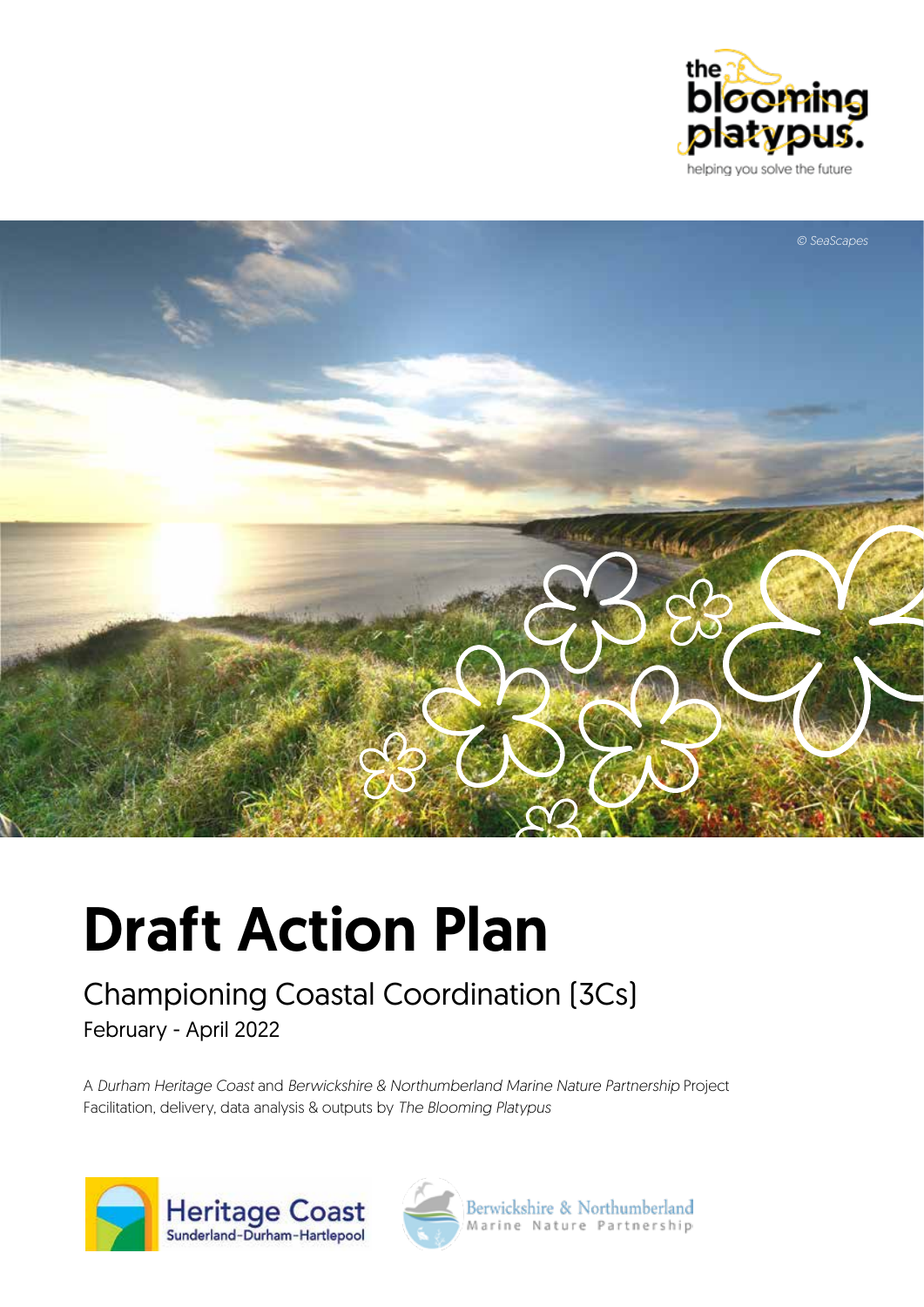the blooming platypus.

helping you solve the future

© SeaScapes

# Draft Action Plan

## Championing Coastal Coordination (3Cs)

February - April 2022

A *Durham Heritage Coast* and *Berwickshire & Northumberland Marine Nature Partnership* Project
Facilitation, delivery, data analysis & outputs by *The Blooming Platypus*

Heritage Coast
Sunderland-Durham-Hartlepool

Berwickshire & Northumberland
Marine Nature Partnership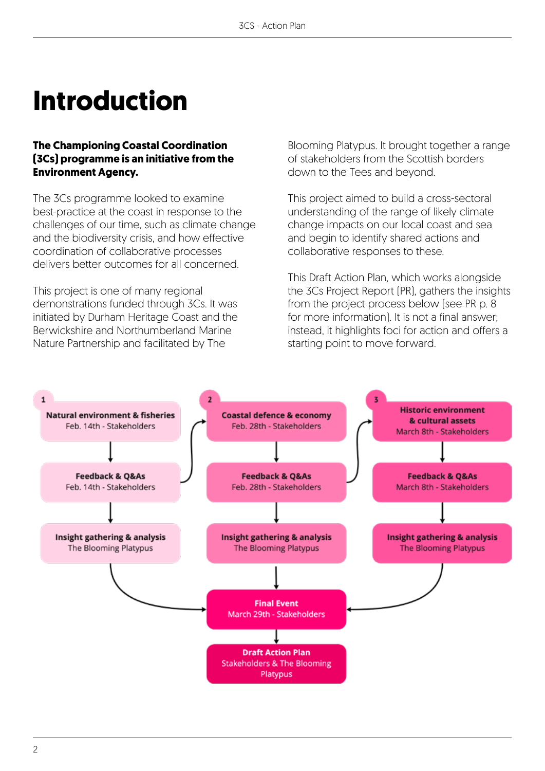# Introduction

**The Championing Coastal Coordination (3Cs) programme is an initiative from the Environment Agency.**

The 3Cs programme looked to examine best-practice at the coast in response to the challenges of our time, such as climate change and the biodiversity crisis, and how effective coordination of collaborative processes delivers better outcomes for all concerned.

This project is one of many regional demonstrations funded through 3Cs. It was initiated by Durham Heritage Coast and the Berwickshire and Northumberland Marine Nature Partnership and facilitated by The Blooming Platypus. It brought together a range of stakeholders from the Scottish borders down to the Tees and beyond.

This project aimed to build a cross-sectoral understanding of the range of likely climate change impacts on our local coast and sea and begin to identify shared actions and collaborative responses to these.

This Draft Action Plan, which works alongside the 3Cs Project Report [PR], gathers the insights from the project process below [see PR p. 8 for more information]. It is not a final answer; instead, it highlights foci for action and offers a starting point to move forward.

**1**
- **Natural environment & fisheries** – Feb. 14th - Stakeholders
- **Feedback & Q&As** – Feb. 14th - Stakeholders
- **Insight gathering & analysis** – The Blooming Platypus

**2**
- **Coastal defence & economy** – Feb. 28th - Stakeholders
- **Feedback & Q&As** – Feb. 28th - Stakeholders
- **Insight gathering & analysis** – The Blooming Platypus

**3**
- **Historic environment & cultural assets** – March 8th - Stakeholders
- **Feedback & Q&As** – March 8th - Stakeholders
- **Insight gathering & analysis** – The Blooming Platypus

**Final Event** – March 29th - Stakeholders

**Draft Action Plan** – Stakeholders & The Blooming Platypus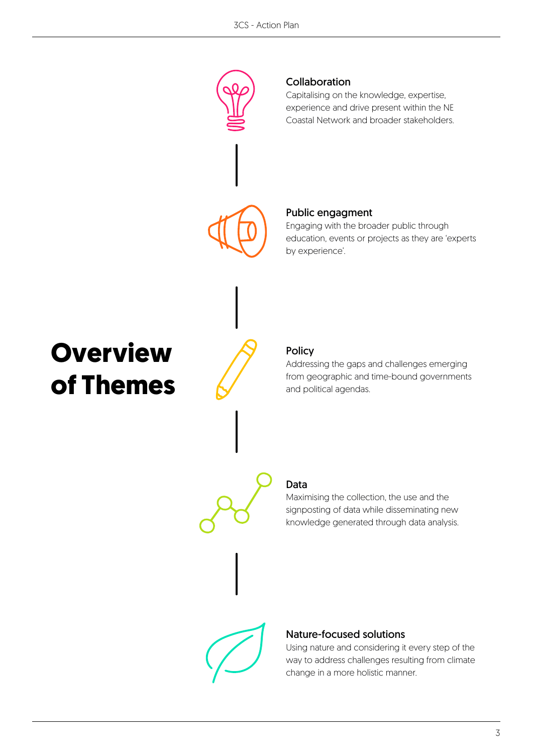# Overview of Themes

### Collaboration

Capitalising on the knowledge, expertise, experience and drive present within the NE Coastal Network and broader stakeholders.

### Public engagment

Engaging with the broader public through education, events or projects as they are 'experts by experience'.

### Policy

Addressing the gaps and challenges emerging from geographic and time-bound governments and political agendas.

### Data

Maximising the collection, the use and the signposting of data while disseminating new knowledge generated through data analysis.

### Nature-focused solutions

Using nature and considering it every step of the way to address challenges resulting from climate change in a more holistic manner.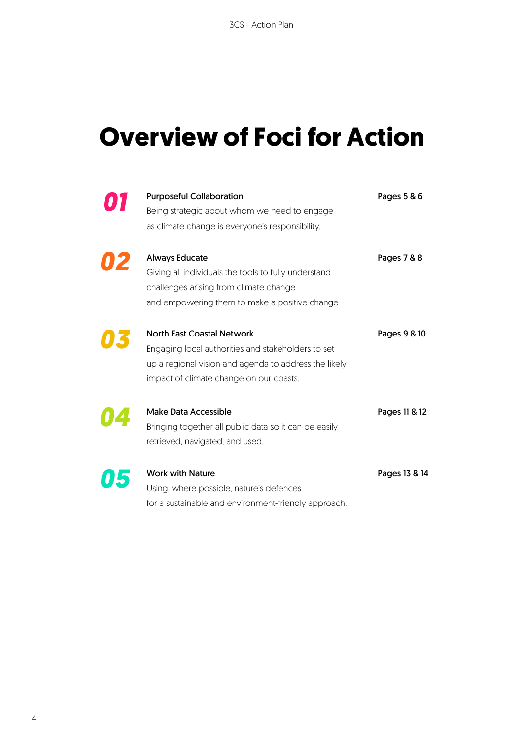# Overview of Foci for Action

**01** **Purposeful Collaboration** — Pages 5 & 6

Being strategic about whom we need to engage as climate change is everyone's responsibility.

**02** **Always Educate** — Pages 7 & 8

Giving all individuals the tools to fully understand challenges arising from climate change and empowering them to make a positive change.

**03** **North East Coastal Network** — Pages 9 & 10

Engaging local authorities and stakeholders to set up a regional vision and agenda to address the likely impact of climate change on our coasts.

**04** **Make Data Accessible** — Pages 11 & 12

Bringing together all public data so it can be easily retrieved, navigated, and used.

**05** **Work with Nature** — Pages 13 & 14

Using, where possible, nature's defences for a sustainable and environment-friendly approach.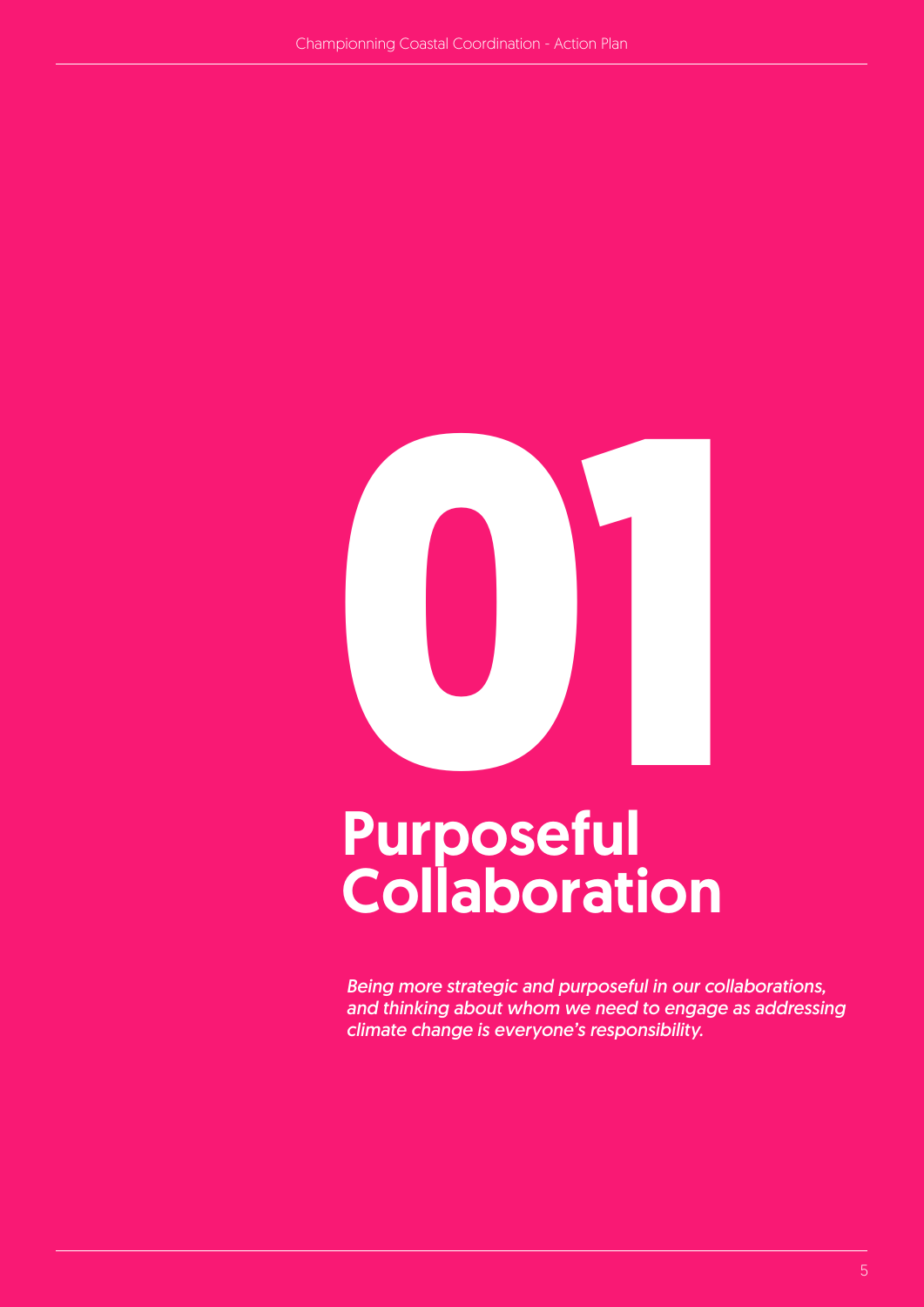# 01

# Purposeful Collaboration

*Being more strategic and purposeful in our collaborations, and thinking about whom we need to engage as addressing climate change is everyone's responsibility.*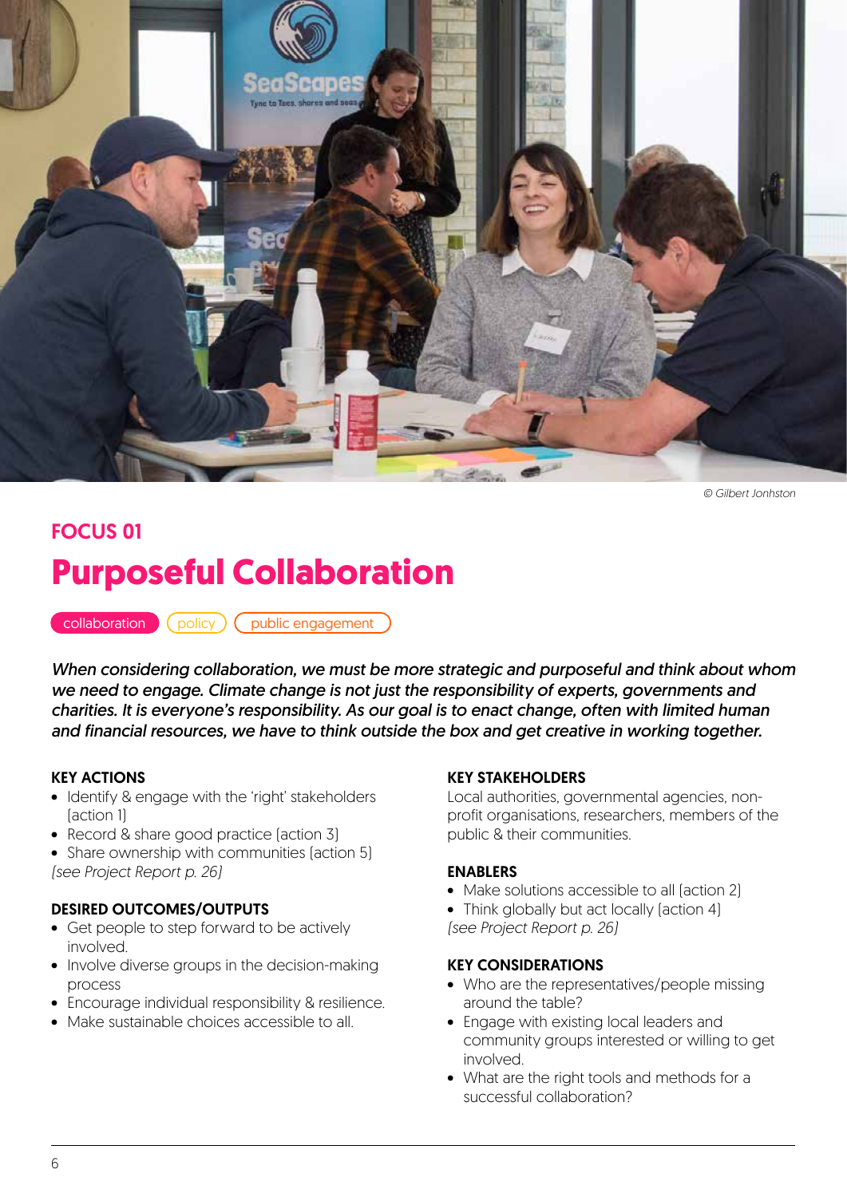© Gilbert Jonhston

## FOCUS 01

# Purposeful Collaboration

collaboration | policy | public engagement

*When considering collaboration, we must be more strategic and purposeful and think about whom we need to engage. Climate change is not just the responsibility of experts, governments and charities. It is everyone's responsibility. As our goal is to enact change, often with limited human and financial resources, we have to think outside the box and get creative in working together.*

### KEY ACTIONS

- Identify & engage with the 'right' stakeholders [action 1]
- Record & share good practice [action 3]
- Share ownership with communities [action 5]

*[see Project Report p. 26]*

### DESIRED OUTCOMES/OUTPUTS

- Get people to step forward to be actively involved.
- Involve diverse groups in the decision-making process
- Encourage individual responsibility & resilience.
- Make sustainable choices accessible to all.

### KEY STAKEHOLDERS

Local authorities, governmental agencies, non-profit organisations, researchers, members of the public & their communities.

### ENABLERS

- Make solutions accessible to all [action 2]
- Think globally but act locally [action 4]

*[see Project Report p. 26]*

### KEY CONSIDERATIONS

- Who are the representatives/people missing around the table?
- Engage with existing local leaders and community groups interested or willing to get involved.
- What are the right tools and methods for a successful collaboration?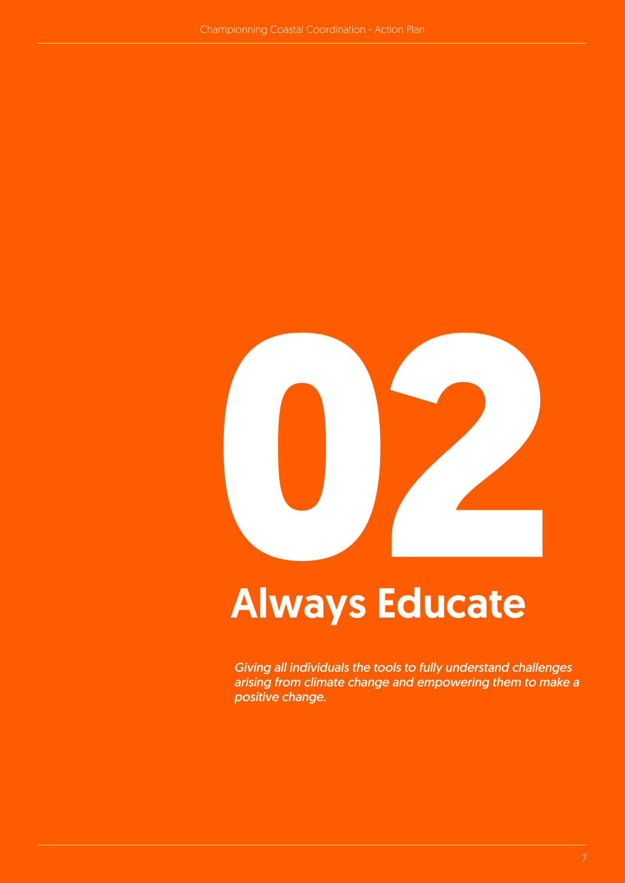# 02

# Always Educate

*Giving all individuals the tools to fully understand challenges arising from climate change and empowering them to make a positive change.*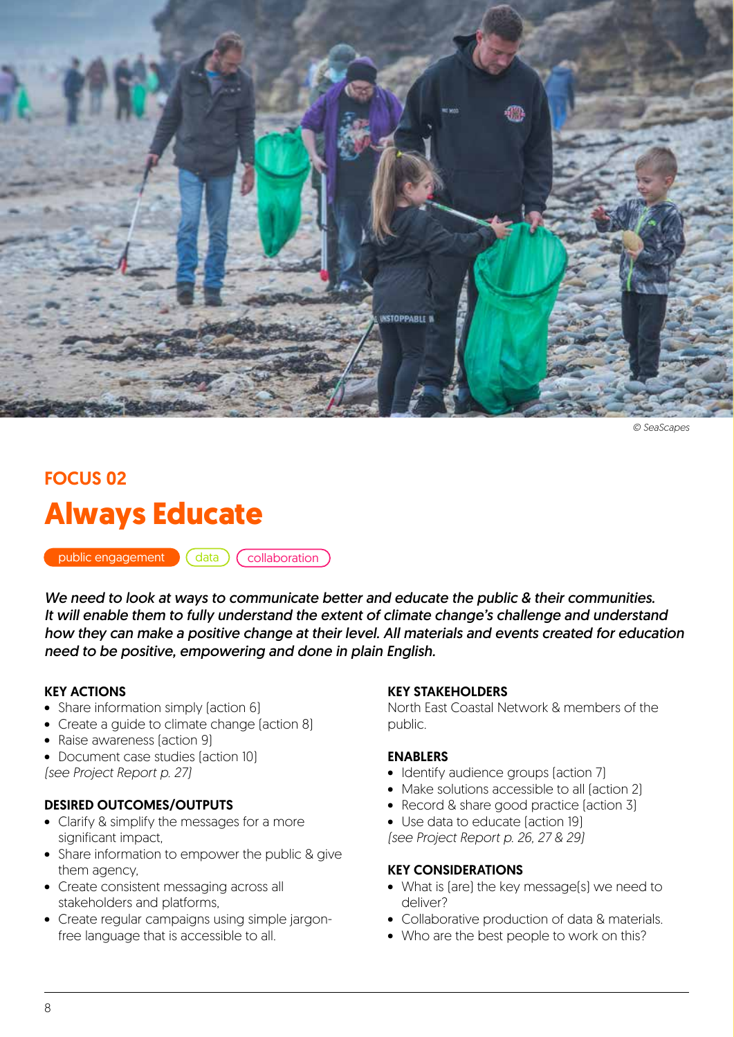© SeaScapes

FOCUS 02

# Always Educate

public engagement | data | collaboration

*We need to look at ways to communicate better and educate the public & their communities. It will enable them to fully understand the extent of climate change's challenge and understand how they can make a positive change at their level. All materials and events created for education need to be positive, empowering and done in plain English.*

### KEY ACTIONS

- Share information simply [action 6]
- Create a guide to climate change [action 8]
- Raise awareness [action 9]
- Document case studies [action 10]

*[see Project Report p. 27]*

### DESIRED OUTCOMES/OUTPUTS

- Clarify & simplify the messages for a more significant impact,
- Share information to empower the public & give them agency,
- Create consistent messaging across all stakeholders and platforms,
- Create regular campaigns using simple jargon-free language that is accessible to all.

### KEY STAKEHOLDERS

North East Coastal Network & members of the public.

### ENABLERS

- Identify audience groups [action 7]
- Make solutions accessible to all [action 2]
- Record & share good practice [action 3]
- Use data to educate [action 19]

*[see Project Report p. 26, 27 & 29]*

### KEY CONSIDERATIONS

- What is [are] the key message(s) we need to deliver?
- Collaborative production of data & materials.
- Who are the best people to work on this?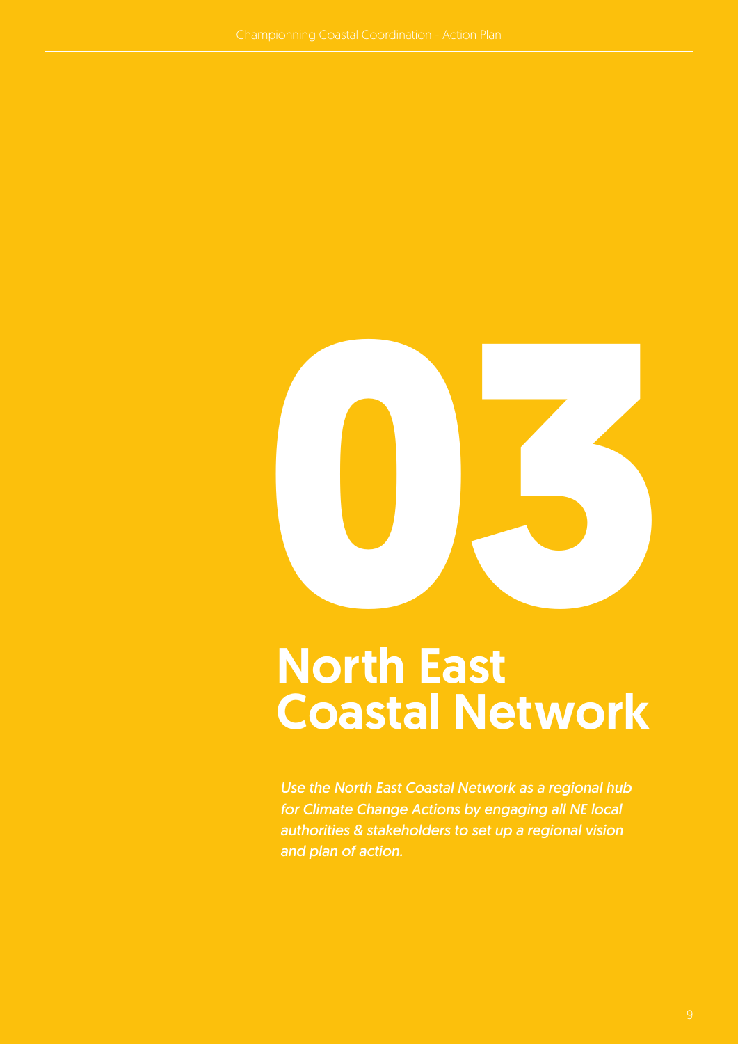# 03

# North East Coastal Network

*Use the North East Coastal Network as a regional hub for Climate Change Actions by engaging all NE local authorities & stakeholders to set up a regional vision and plan of action.*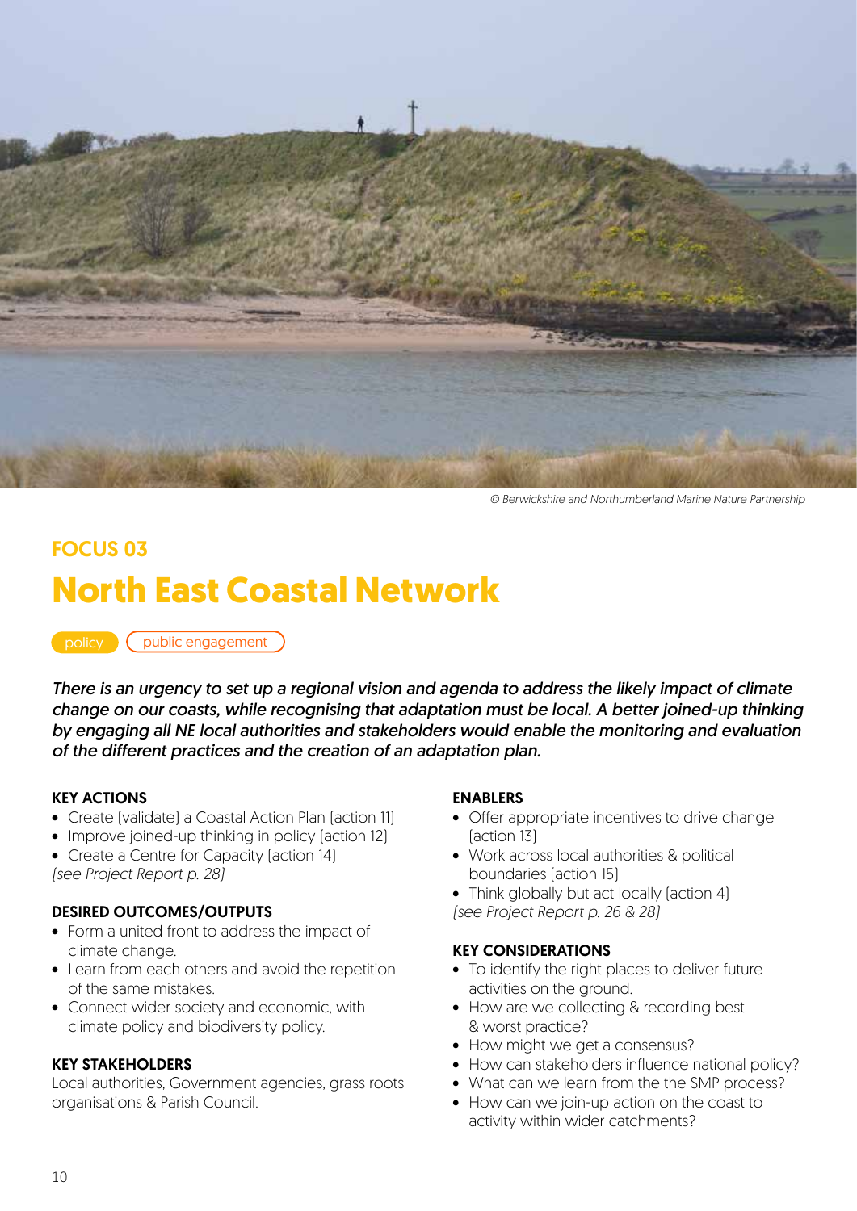© Berwickshire and Northumberland Marine Nature Partnership

## FOCUS 03

# North East Coastal Network

policy | public engagement

*There is an urgency to set up a regional vision and agenda to address the likely impact of climate change on our coasts, while recognising that adaptation must be local. A better joined-up thinking by engaging all NE local authorities and stakeholders would enable the monitoring and evaluation of the different practices and the creation of an adaptation plan.*

### KEY ACTIONS

- Create (validate) a Coastal Action Plan (action 11)
- Improve joined-up thinking in policy (action 12)
- Create a Centre for Capacity (action 14)

*(see Project Report p. 28)*

### DESIRED OUTCOMES/OUTPUTS

- Form a united front to address the impact of climate change.
- Learn from each others and avoid the repetition of the same mistakes.
- Connect wider society and economic, with climate policy and biodiversity policy.

### KEY STAKEHOLDERS

Local authorities, Government agencies, grass roots organisations & Parish Council.

### ENABLERS

- Offer appropriate incentives to drive change (action 13)
- Work across local authorities & political boundaries (action 15)
- Think globally but act locally (action 4)

*(see Project Report p. 26 & 28)*

### KEY CONSIDERATIONS

- To identify the right places to deliver future activities on the ground.
- How are we collecting & recording best & worst practice?
- How might we get a consensus?
- How can stakeholders influence national policy?
- What can we learn from the the SMP process?
- How can we join-up action on the coast to activity within wider catchments?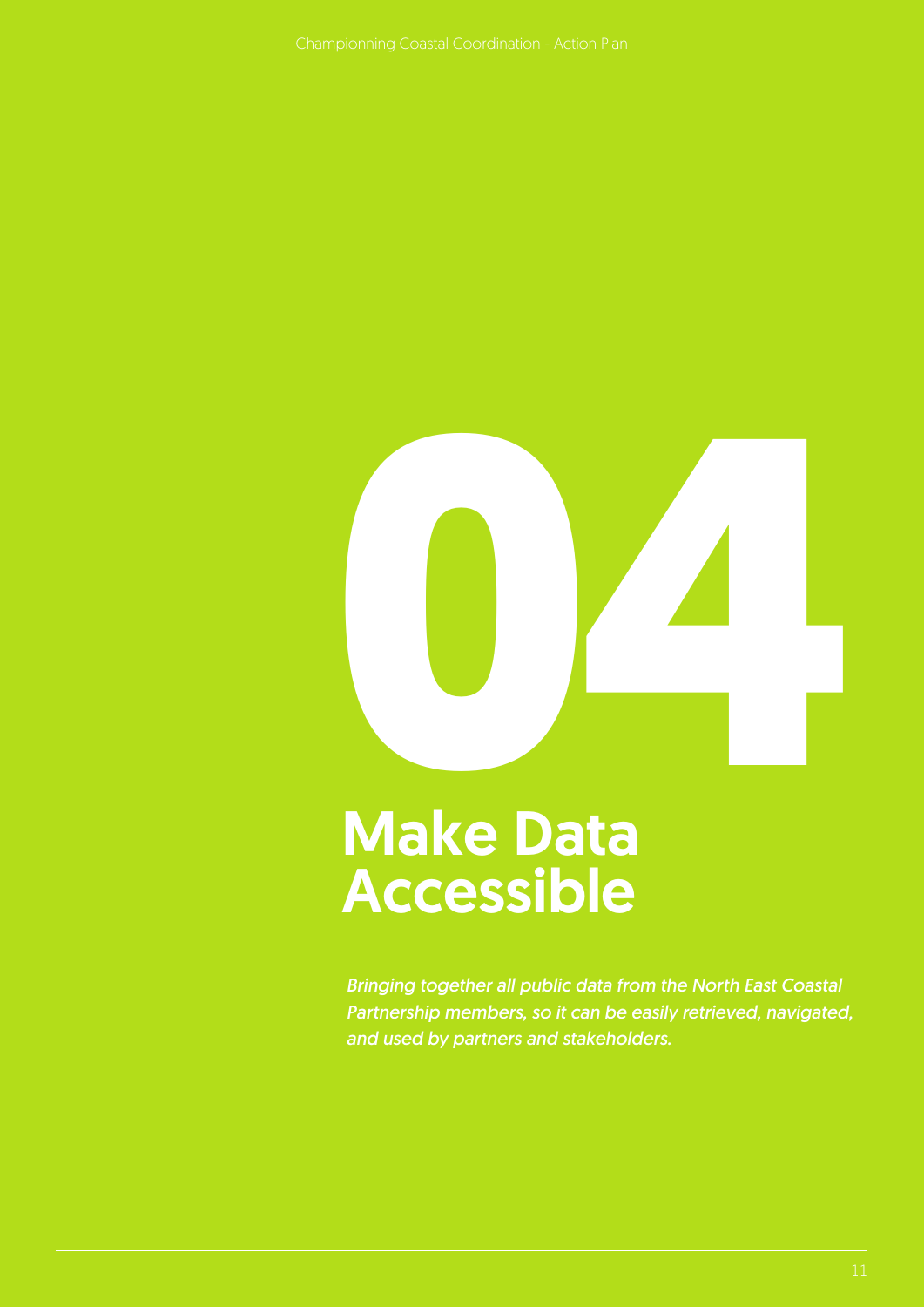# 04

# Make Data Accessible

*Bringing together all public data from the North East Coastal Partnership members, so it can be easily retrieved, navigated, and used by partners and stakeholders.*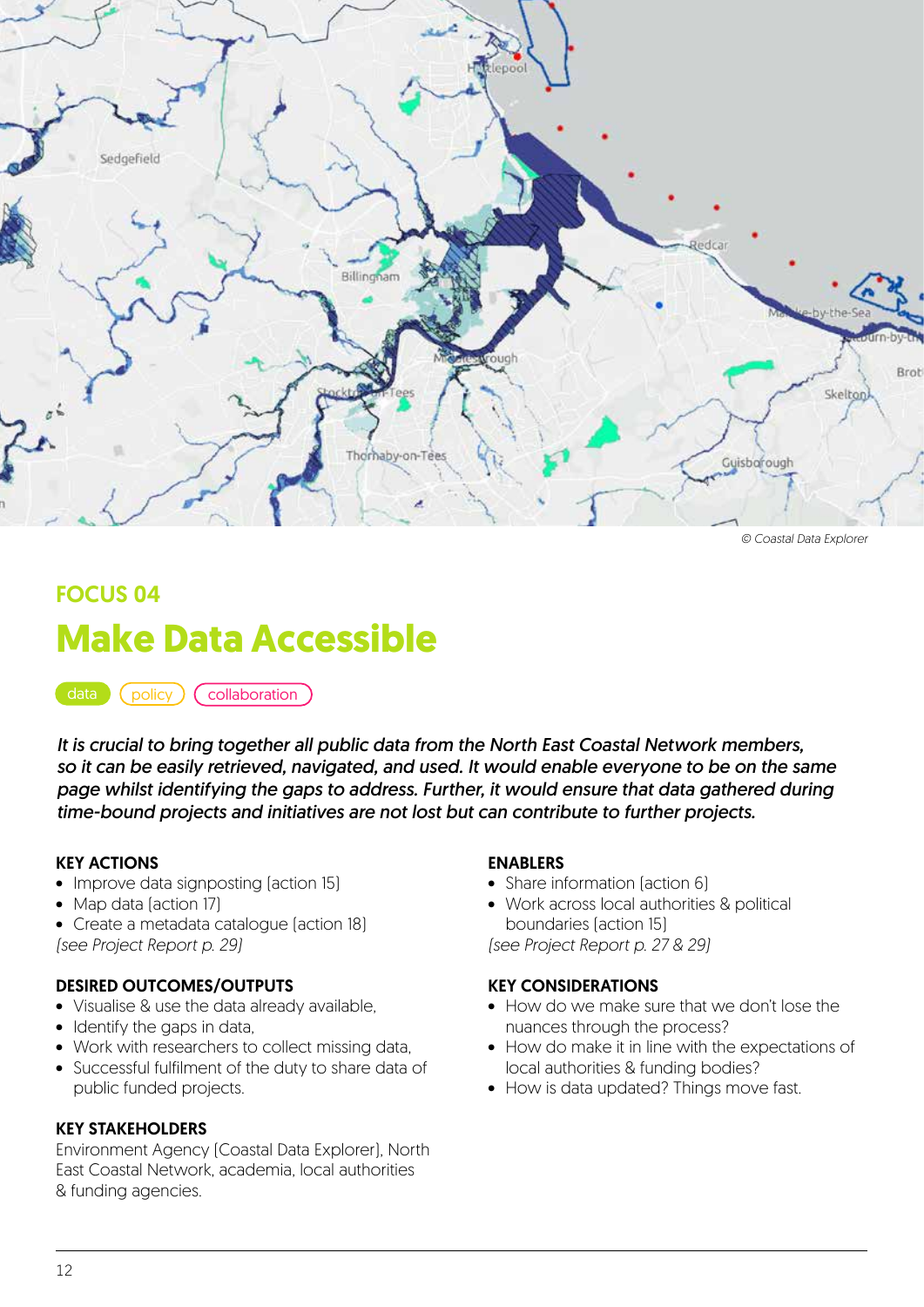© Coastal Data Explorer

FOCUS 04

# Make Data Accessible

data policy collaboration

*It is crucial to bring together all public data from the North East Coastal Network members, so it can be easily retrieved, navigated, and used. It would enable everyone to be on the same page whilst identifying the gaps to address. Further, it would ensure that data gathered during time-bound projects and initiatives are not lost but can contribute to further projects.*

### KEY ACTIONS

- Improve data signposting [action 15]
- Map data [action 17]
- Create a metadata catalogue [action 18]

*[see Project Report p. 29]*

### DESIRED OUTCOMES/OUTPUTS

- Visualise & use the data already available,
- Identify the gaps in data,
- Work with researchers to collect missing data,
- Successful fulfilment of the duty to share data of public funded projects.

### KEY STAKEHOLDERS

Environment Agency [Coastal Data Explorer], North East Coastal Network, academia, local authorities & funding agencies.

### ENABLERS

- Share information [action 6]
- Work across local authorities & political boundaries [action 15]

*[see Project Report p. 27 & 29]*

### KEY CONSIDERATIONS

- How do we make sure that we don't lose the nuances through the process?
- How do make it in line with the expectations of local authorities & funding bodies?
- How is data updated? Things move fast.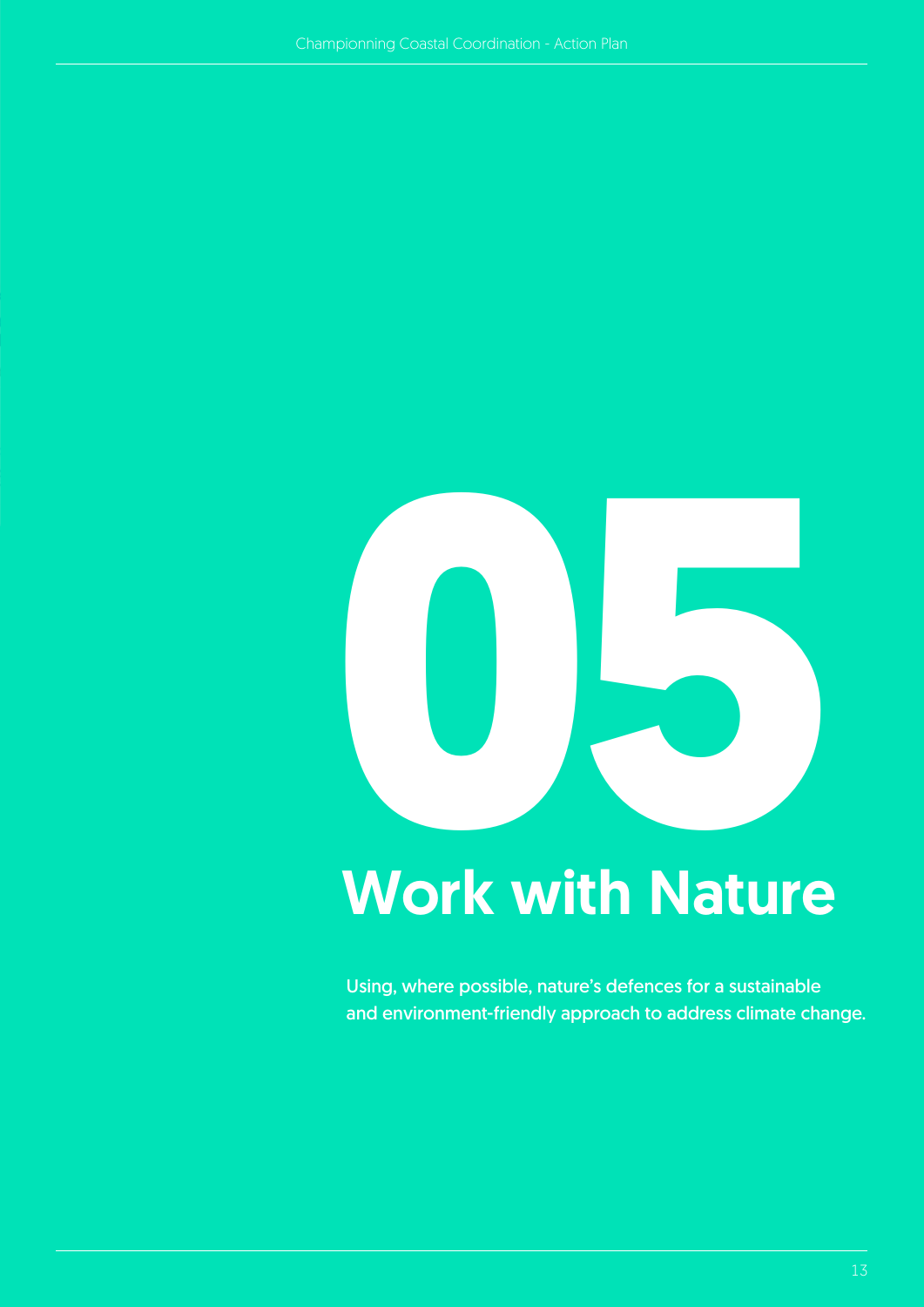# 05

# Work with Nature

Using, where possible, nature's defences for a sustainable and environment-friendly approach to address climate change.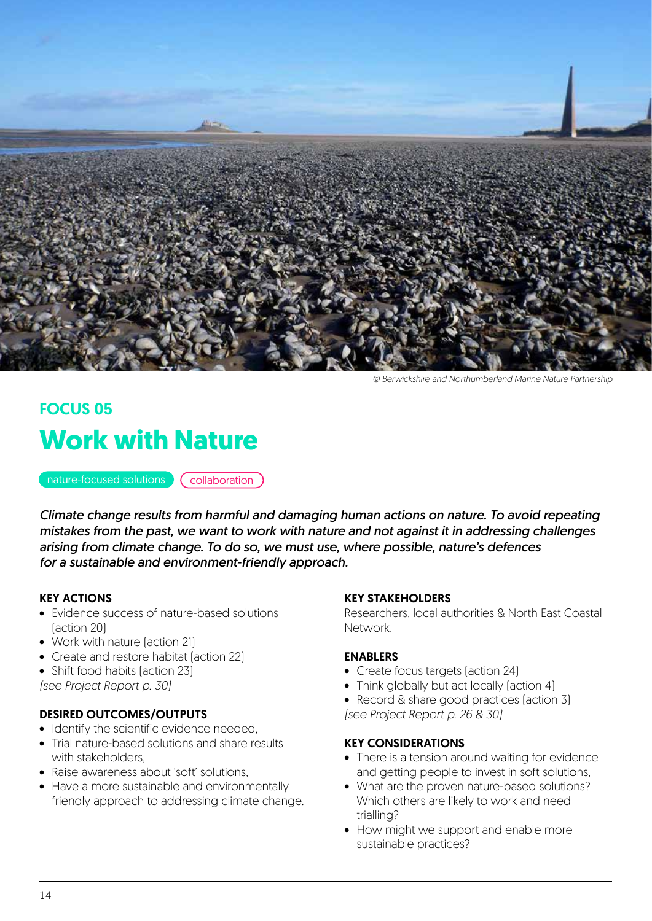© Berwickshire and Northumberland Marine Nature Partnership

## FOCUS 05

# Work with Nature

nature-focused solutions | collaboration

*Climate change results from harmful and damaging human actions on nature. To avoid repeating mistakes from the past, we want to work with nature and not against it in addressing challenges arising from climate change. To do so, we must use, where possible, nature's defences for a sustainable and environment-friendly approach.*

### KEY ACTIONS

- Evidence success of nature-based solutions [action 20]
- Work with nature [action 21]
- Create and restore habitat [action 22]
- Shift food habits [action 23]

*[see Project Report p. 30]*

### DESIRED OUTCOMES/OUTPUTS

- Identify the scientific evidence needed,
- Trial nature-based solutions and share results with stakeholders,
- Raise awareness about 'soft' solutions,
- Have a more sustainable and environmentally friendly approach to addressing climate change.

### KEY STAKEHOLDERS

Researchers, local authorities & North East Coastal Network.

### ENABLERS

- Create focus targets [action 24]
- Think globally but act locally [action 4]
- Record & share good practices [action 3]

*[see Project Report p. 26 & 30]*

### KEY CONSIDERATIONS

- There is a tension around waiting for evidence and getting people to invest in soft solutions,
- What are the proven nature-based solutions? Which others are likely to work and need trialling?
- How might we support and enable more sustainable practices?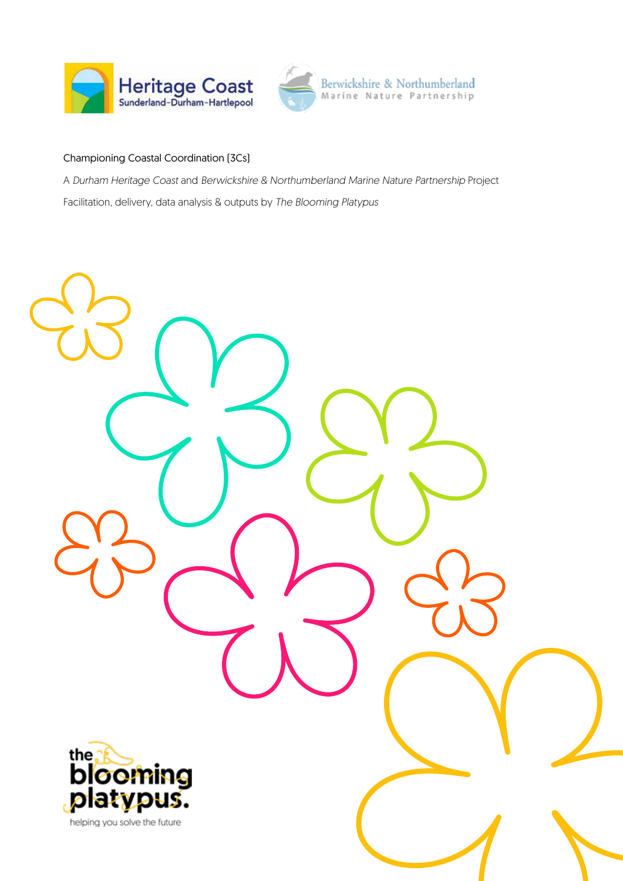Championing Coastal Coordination (3Cs)

A *Durham Heritage Coast* and *Berwickshire & Northumberland Marine Nature Partnership* Project

Facilitation, delivery, data analysis & outputs by *The Blooming Platypus*